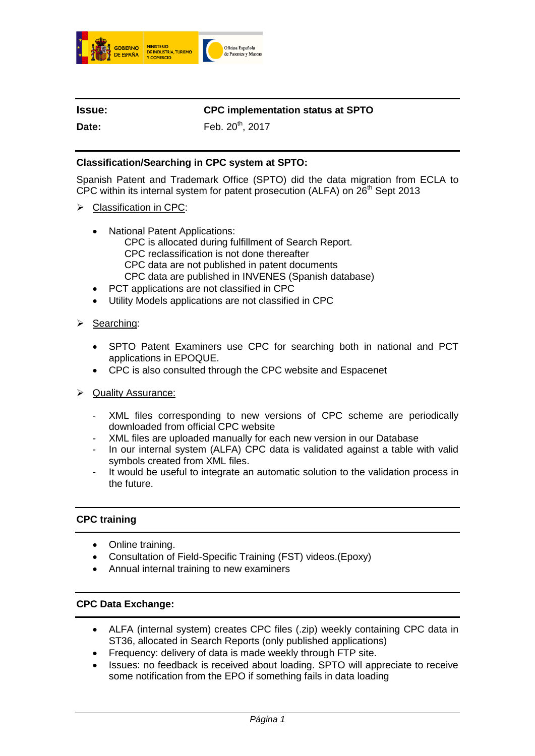GOBIERNO DE ESPAÑA | MINISTERIO DE INDUSTRIA, TURISMO Y COMERCIO | Oficina Española de Patentes y Marcas

| | |
|---|---|
| **Issue:** | **CPC implementation status at SPTO** |
| **Date:** | Feb. 20th, 2017 |

## Classification/Searching in CPC system at SPTO:

Spanish Patent and Trademark Office (SPTO) did the data migration from ECLA to CPC within its internal system for patent prosecution (ALFA) on 26th Sept 2013

- Classification in CPC:
  - National Patent Applications:
    - CPC is allocated during fulfillment of Search Report.
    - CPC reclassification is not done thereafter
    - CPC data are not published in patent documents
    - CPC data are published in INVENES (Spanish database)
  - PCT applications are not classified in CPC
  - Utility Models applications are not classified in CPC

- Searching:
  - SPTO Patent Examiners use CPC for searching both in national and PCT applications in EPOQUE.
  - CPC is also consulted through the CPC website and Espacenet

- Quality Assurance:
  - XML files corresponding to new versions of CPC scheme are periodically downloaded from official CPC website
  - XML files are uploaded manually for each new version in our Database
  - In our internal system (ALFA) CPC data is validated against a table with valid symbols created from XML files.
  - It would be useful to integrate an automatic solution to the validation process in the future.

## CPC training

- Online training.
- Consultation of Field-Specific Training (FST) videos.(Epoxy)
- Annual internal training to new examiners

## CPC Data Exchange:

- ALFA (internal system) creates CPC files (.zip) weekly containing CPC data in ST36, allocated in Search Reports (only published applications)
- Frequency: delivery of data is made weekly through FTP site.
- Issues: no feedback is received about loading. SPTO will appreciate to receive some notification from the EPO if something fails in data loading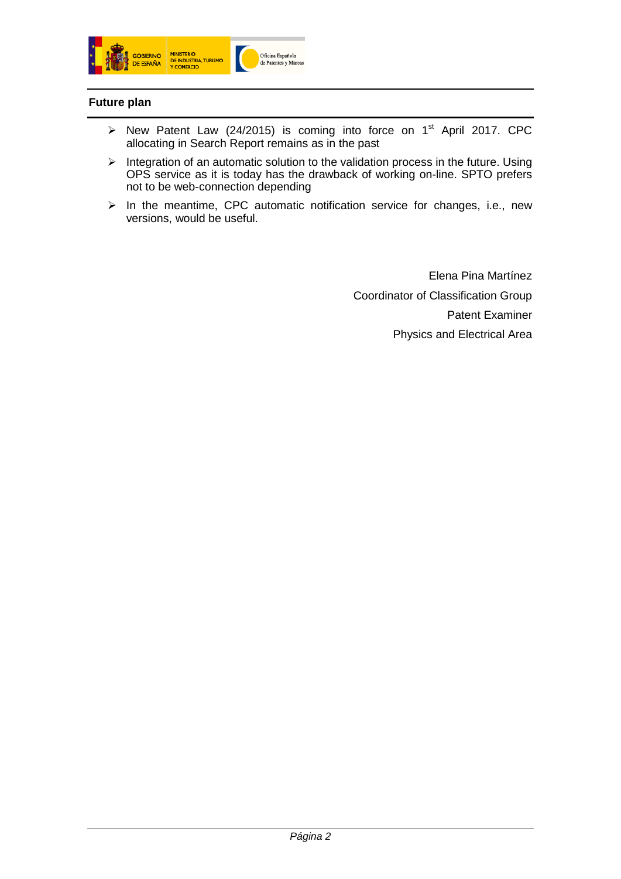## Future plan

- New Patent Law (24/2015) is coming into force on 1st April 2017. CPC allocating in Search Report remains as in the past
- Integration of an automatic solution to the validation process in the future. Using OPS service as it is today has the drawback of working on-line. SPTO prefers not to be web-connection depending
- In the meantime, CPC automatic notification service for changes, i.e., new versions, would be useful.

Elena Pina Martínez

Coordinator of Classification Group

Patent Examiner

Physics and Electrical Area